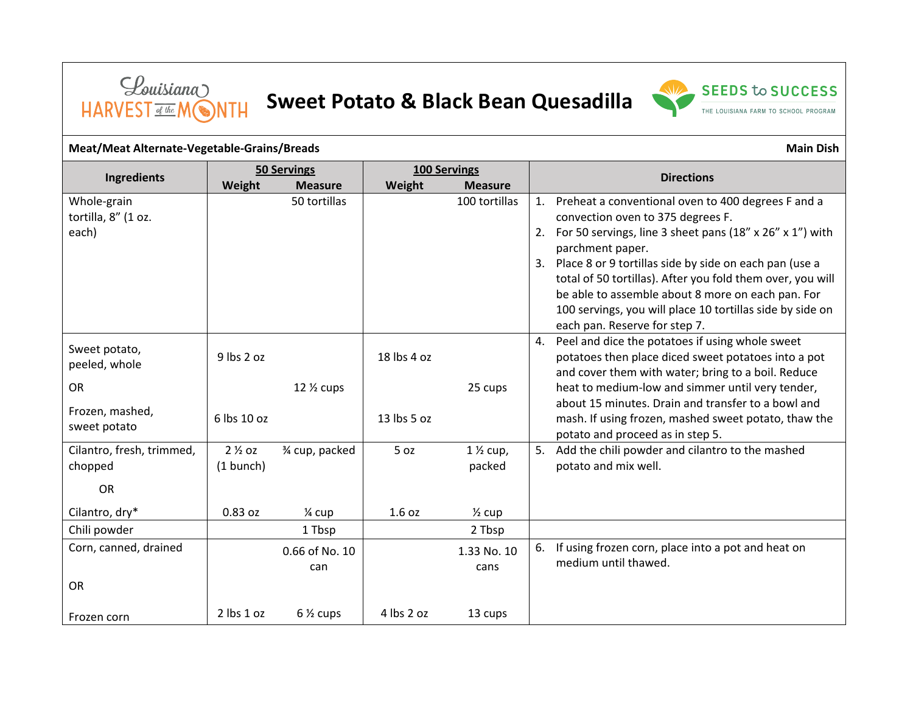# Sweet Potato & Black Bean Quesadilla

Louisiana Harvest of the Month

SEEDS to SUCCESS — THE LOUISIANA FARM TO SCHOOL PROGRAM

**Meat/Meat Alternate-Vegetable-Grains/Breads** — **Main Dish**

| Ingredients | 50 Servings Weight | 50 Servings Measure | 100 Servings Weight | 100 Servings Measure | Directions |
|---|---|---|---|---|---|
| Whole-grain tortilla, 8" (1 oz. each) | | 50 tortillas | | 100 tortillas | 1. Preheat a conventional oven to 400 degrees F and a convection oven to 375 degrees F.<br>2. For 50 servings, line 3 sheet pans (18" x 26" x 1") with parchment paper.<br>3. Place 8 or 9 tortillas side by side on each pan (use a total of 50 tortillas). After you fold them over, you will be able to assemble about 8 more on each pan. For 100 servings, you will place 10 tortillas side by side on each pan. Reserve for step 7. |
| Sweet potato, peeled, whole<br>OR<br>Frozen, mashed, sweet potato | 9 lbs 2 oz<br><br>6 lbs 10 oz | <br>12 ½ cups | 18 lbs 4 oz<br><br>13 lbs 5 oz | <br>25 cups | 4. Peel and dice the potatoes if using whole sweet potatoes then place diced sweet potatoes into a pot and cover them with water; bring to a boil. Reduce heat to medium-low and simmer until very tender, about 15 minutes. Drain and transfer to a bowl and mash. If using frozen, mashed sweet potato, thaw the potato and proceed as in step 5. |
| Cilantro, fresh, trimmed, chopped<br>OR<br>Cilantro, dry* | 2 ½ oz (1 bunch)<br><br>0.83 oz | ¾ cup, packed<br><br>¼ cup | 5 oz<br><br>1.6 oz | 1 ½ cup, packed<br><br>½ cup | 5. Add the chili powder and cilantro to the mashed potato and mix well. |
| Chili powder | | 1 Tbsp | | 2 Tbsp | |
| Corn, canned, drained<br>OR<br>Frozen corn | <br><br>2 lbs 1 oz | 0.66 of No. 10 can<br><br>6 ½ cups | <br><br>4 lbs 2 oz | 1.33 No. 10 cans<br><br>13 cups | 6. If using frozen corn, place into a pot and heat on medium until thawed. |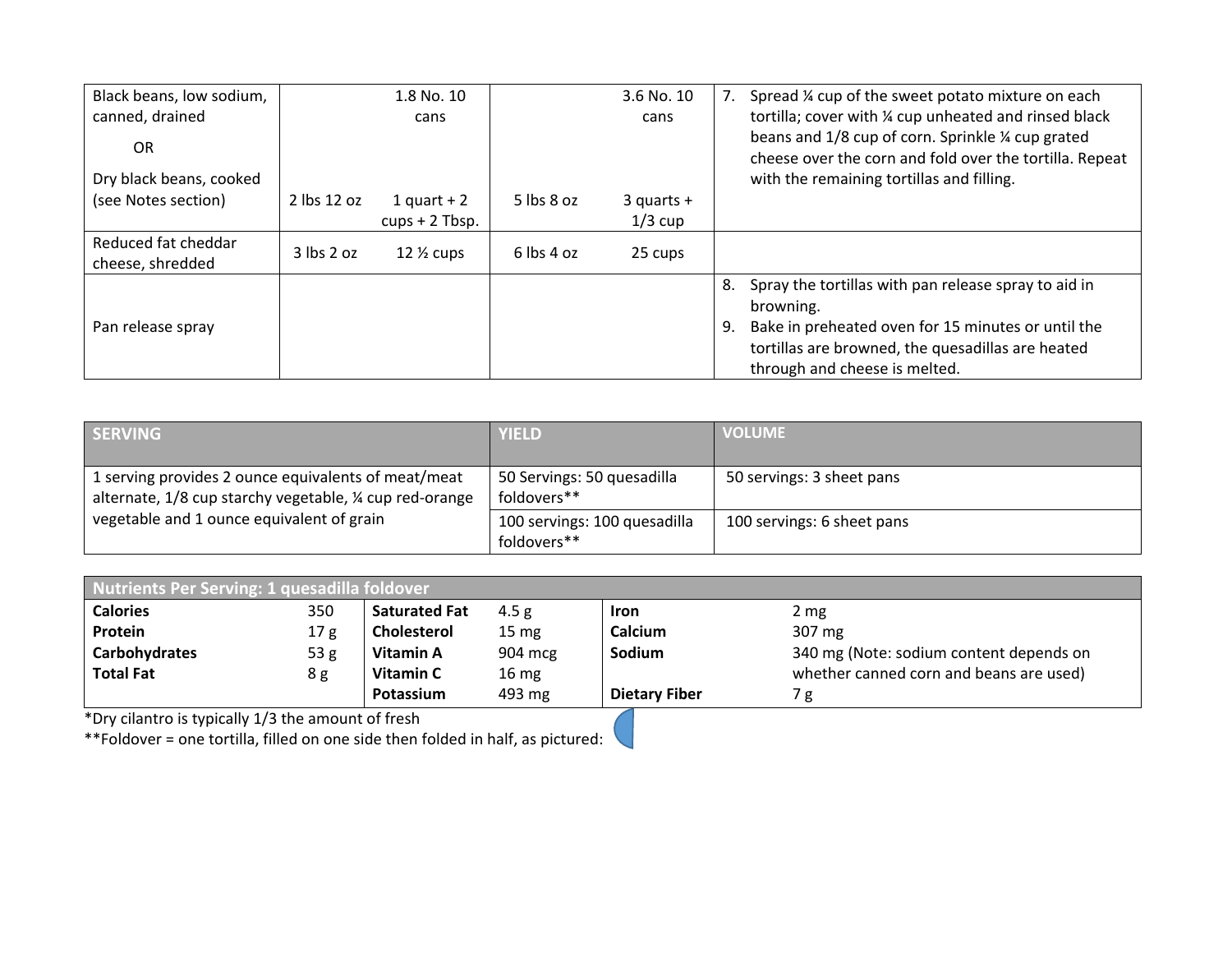| | | | | | |
|---|---|---|---|---|---|
| Black beans, low sodium, canned, drained<br><br>OR<br><br>Dry black beans, cooked (see Notes section) | 2 lbs 12 oz | 1.8 No. 10 cans<br><br>1 quart + 2 cups + 2 Tbsp. | 5 lbs 8 oz | 3.6 No. 10 cans<br><br>3 quarts + 1/3 cup | 7. Spread ¼ cup of the sweet potato mixture on each tortilla; cover with ¼ cup unheated and rinsed black beans and 1/8 cup of corn. Sprinkle ¼ cup grated cheese over the corn and fold over the tortilla. Repeat with the remaining tortillas and filling. |
| Reduced fat cheddar cheese, shredded | 3 lbs 2 oz | 12 ½ cups | 6 lbs 4 oz | 25 cups | |
| Pan release spray | | | | | 8. Spray the tortillas with pan release spray to aid in browning.<br>9. Bake in preheated oven for 15 minutes or until the tortillas are browned, the quesadillas are heated through and cheese is melted. |

| SERVING | YIELD | VOLUME |
|---|---|---|
| 1 serving provides 2 ounce equivalents of meat/meat alternate, 1/8 cup starchy vegetable, ¼ cup red-orange vegetable and 1 ounce equivalent of grain | 50 Servings: 50 quesadilla foldovers** | 50 servings: 3 sheet pans |
| | 100 servings: 100 quesadilla foldovers** | 100 servings: 6 sheet pans |

| Nutrients Per Serving: 1 quesadilla foldover | | | | | |
|---|---|---|---|---|---|
| **Calories** | 350 | **Saturated Fat** | 4.5 g | **Iron** | 2 mg |
| **Protein** | 17 g | **Cholesterol** | 15 mg | **Calcium** | 307 mg |
| **Carbohydrates** | 53 g | **Vitamin A** | 904 mcg | **Sodium** | 340 mg (Note: sodium content depends on whether canned corn and beans are used) |
| **Total Fat** | 8 g | **Vitamin C** | 16 mg | | |
| | | **Potassium** | 493 mg | **Dietary Fiber** | 7 g |

*Dry cilantro is typically 1/3 the amount of fresh

**Foldover = one tortilla, filled on one side then folded in half, as pictured: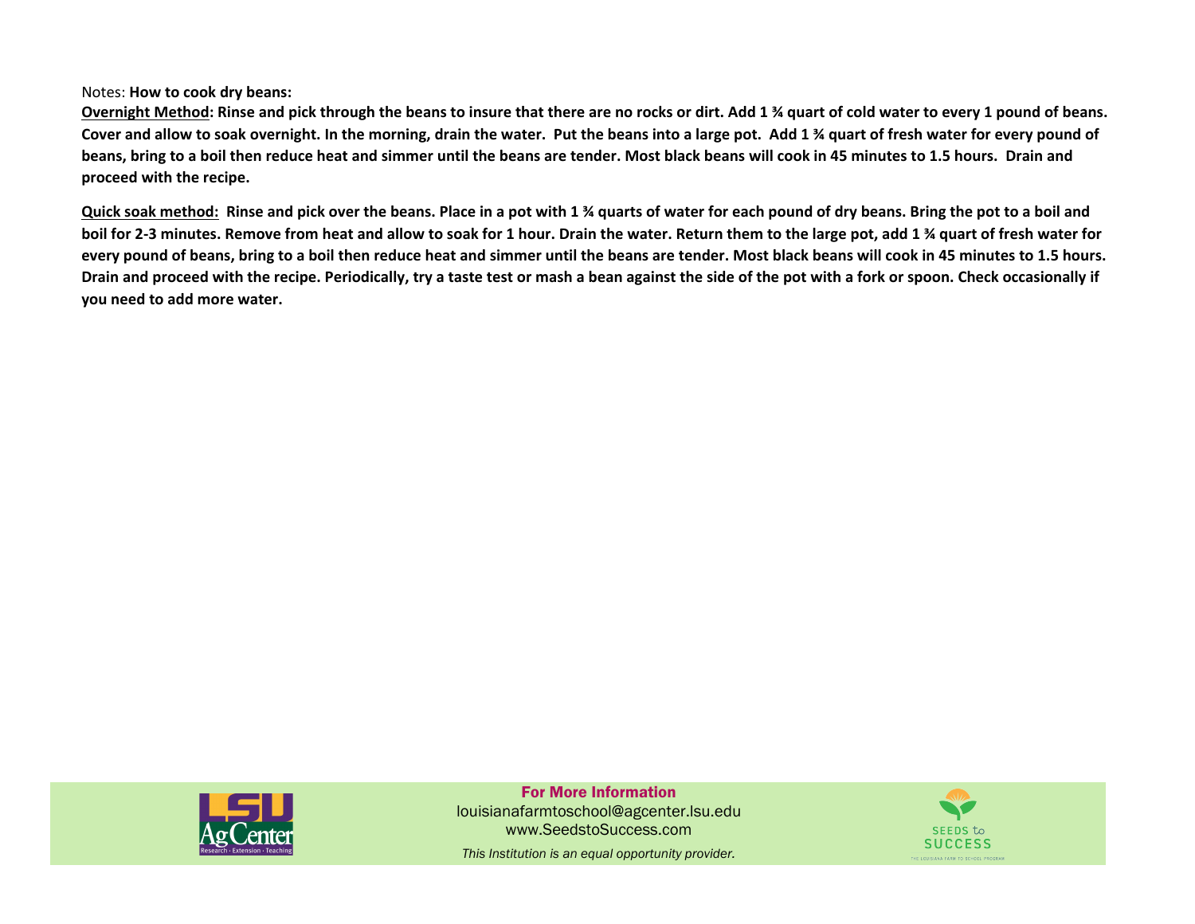Notes: **How to cook dry beans:**

**Overnight Method: Rinse and pick through the beans to insure that there are no rocks or dirt. Add 1 ¾ quart of cold water to every 1 pound of beans. Cover and allow to soak overnight. In the morning, drain the water. Put the beans into a large pot. Add 1 ¾ quart of fresh water for every pound of beans, bring to a boil then reduce heat and simmer until the beans are tender. Most black beans will cook in 45 minutes to 1.5 hours. Drain and proceed with the recipe.**

**Quick soak method: Rinse and pick over the beans. Place in a pot with 1 ¾ quarts of water for each pound of dry beans. Bring the pot to a boil and boil for 2-3 minutes. Remove from heat and allow to soak for 1 hour. Drain the water. Return them to the large pot, add 1 ¾ quart of fresh water for every pound of beans, bring to a boil then reduce heat and simmer until the beans are tender. Most black beans will cook in 45 minutes to 1.5 hours. Drain and proceed with the recipe. Periodically, try a taste test or mash a bean against the side of the pot with a fork or spoon. Check occasionally if you need to add more water.**

LSU AgCenter
Research · Extension · Teaching

**For More Information**
louisianafarmtoschool@agcenter.lsu.edu
www.SeedstoSuccess.com

*This Institution is an equal opportunity provider.*

SEEDS to SUCCESS
THE LOUISIANA FARM TO SCHOOL PROGRAM